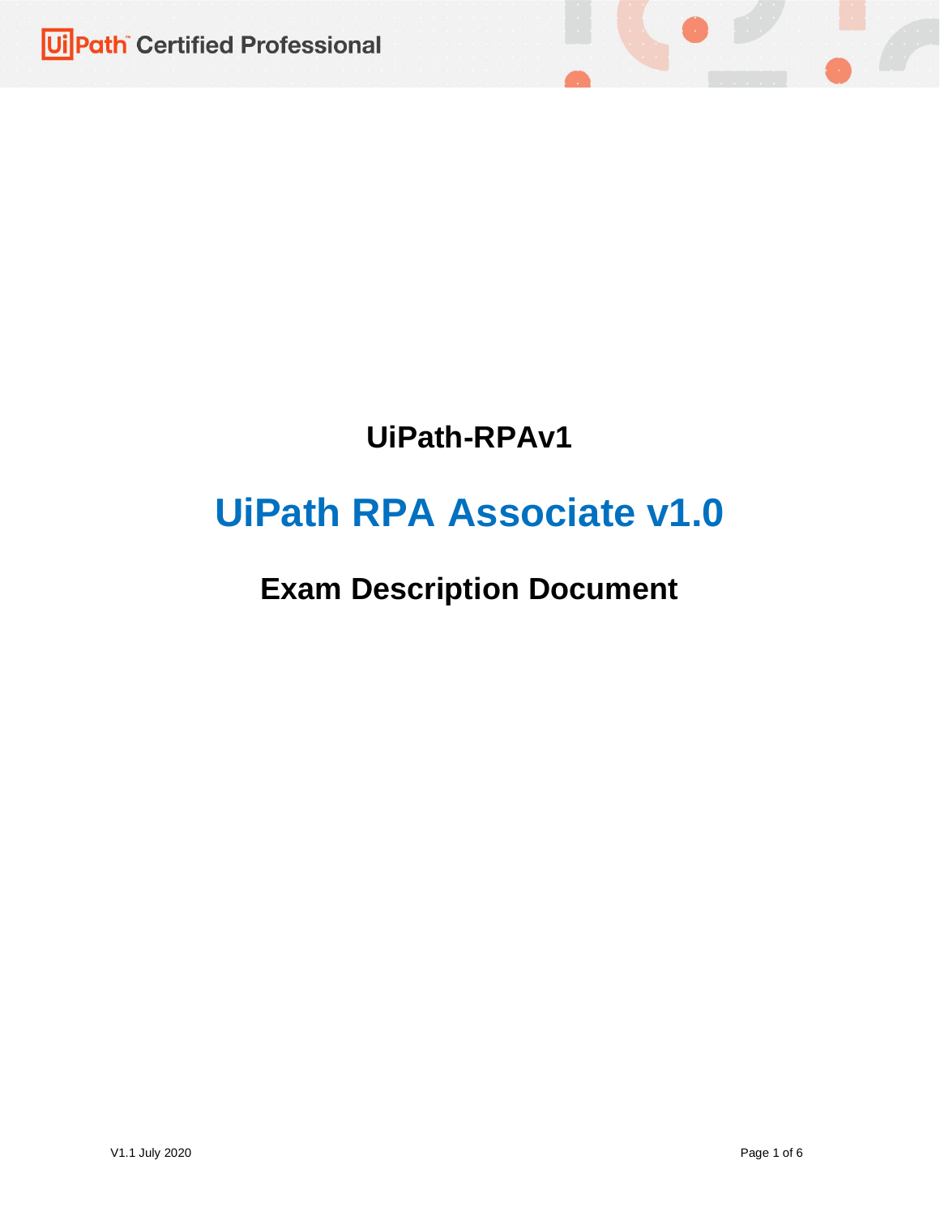# UiPath-RPAv1

# UiPath RPA Associate v1.0

## Exam Description Document

V1.1 July 2020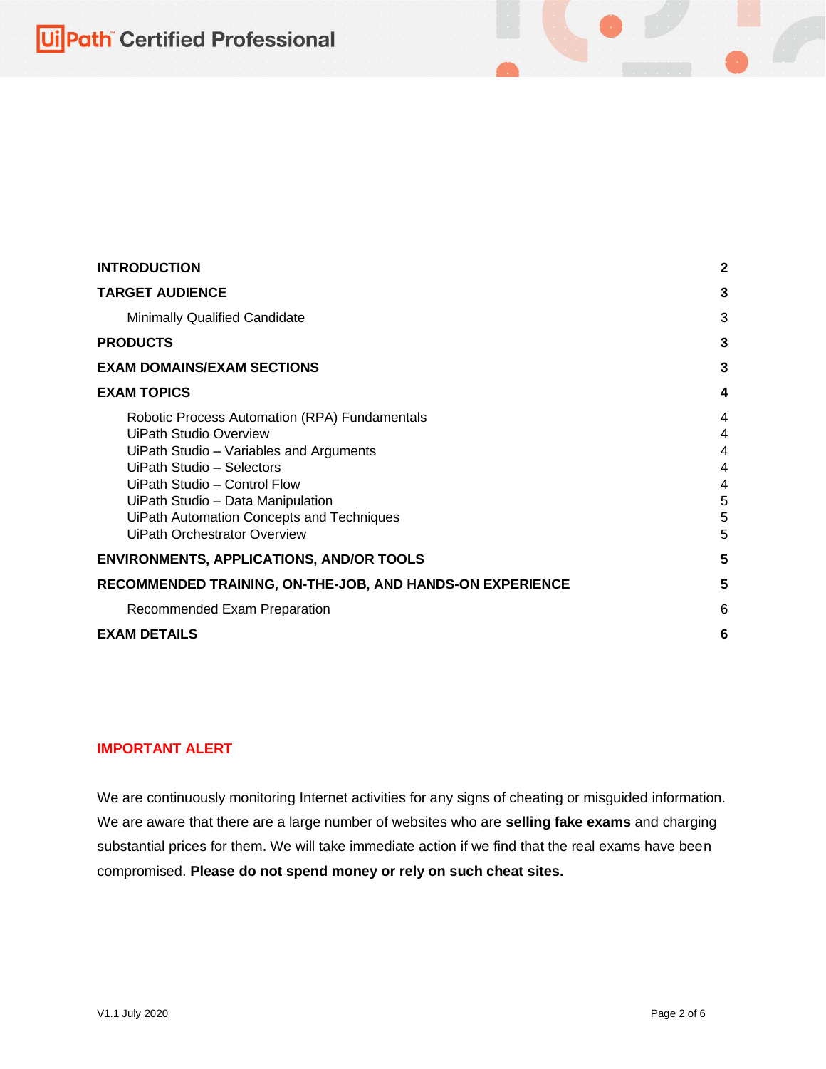| | |
|---|---|
| **INTRODUCTION** | **2** |
| **TARGET AUDIENCE** | **3** |
| Minimally Qualified Candidate | 3 |
| **PRODUCTS** | **3** |
| **EXAM DOMAINS/EXAM SECTIONS** | **3** |
| **EXAM TOPICS** | **4** |
| Robotic Process Automation (RPA) Fundamentals | 4 |
| UiPath Studio Overview | 4 |
| UiPath Studio – Variables and Arguments | 4 |
| UiPath Studio – Selectors | 4 |
| UiPath Studio – Control Flow | 4 |
| UiPath Studio – Data Manipulation | 5 |
| UiPath Automation Concepts and Techniques | 5 |
| UiPath Orchestrator Overview | 5 |
| **ENVIRONMENTS, APPLICATIONS, AND/OR TOOLS** | **5** |
| **RECOMMENDED TRAINING, ON-THE-JOB, AND HANDS-ON EXPERIENCE** | **5** |
| Recommended Exam Preparation | 6 |
| **EXAM DETAILS** | **6** |

## IMPORTANT ALERT

We are continuously monitoring Internet activities for any signs of cheating or misguided information. We are aware that there are a large number of websites who are **selling fake exams** and charging substantial prices for them. We will take immediate action if we find that the real exams have been compromised. **Please do not spend money or rely on such cheat sites.**

V1.1 July 2020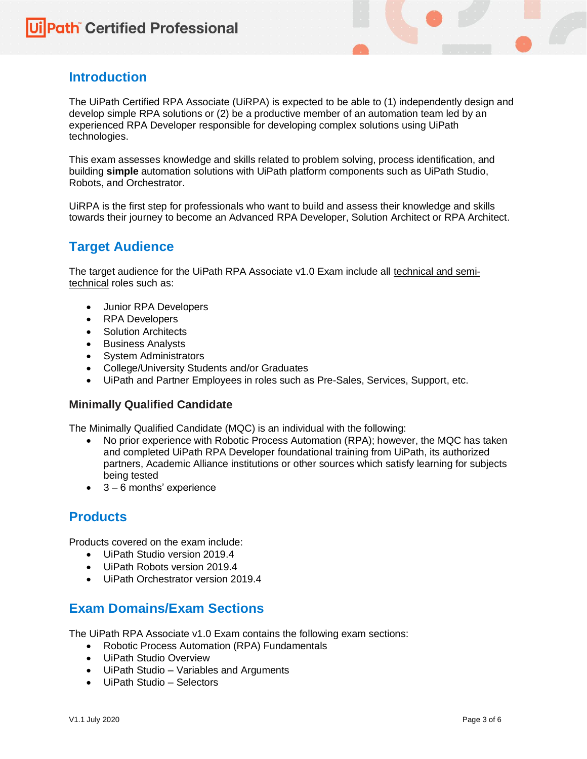## Introduction

The UiPath Certified RPA Associate (UiRPA) is expected to be able to (1) independently design and develop simple RPA solutions or (2) be a productive member of an automation team led by an experienced RPA Developer responsible for developing complex solutions using UiPath technologies.

This exam assesses knowledge and skills related to problem solving, process identification, and building **simple** automation solutions with UiPath platform components such as UiPath Studio, Robots, and Orchestrator.

UiRPA is the first step for professionals who want to build and assess their knowledge and skills towards their journey to become an Advanced RPA Developer, Solution Architect or RPA Architect.

## Target Audience

The target audience for the UiPath RPA Associate v1.0 Exam include all technical and semi-technical roles such as:

- Junior RPA Developers
- RPA Developers
- Solution Architects
- Business Analysts
- System Administrators
- College/University Students and/or Graduates
- UiPath and Partner Employees in roles such as Pre-Sales, Services, Support, etc.

### Minimally Qualified Candidate

The Minimally Qualified Candidate (MQC) is an individual with the following:

- No prior experience with Robotic Process Automation (RPA); however, the MQC has taken and completed UiPath RPA Developer foundational training from UiPath, its authorized partners, Academic Alliance institutions or other sources which satisfy learning for subjects being tested
- 3 – 6 months' experience

## Products

Products covered on the exam include:

- UiPath Studio version 2019.4
- UiPath Robots version 2019.4
- UiPath Orchestrator version 2019.4

## Exam Domains/Exam Sections

The UiPath RPA Associate v1.0 Exam contains the following exam sections:

- Robotic Process Automation (RPA) Fundamentals
- UiPath Studio Overview
- UiPath Studio – Variables and Arguments
- UiPath Studio – Selectors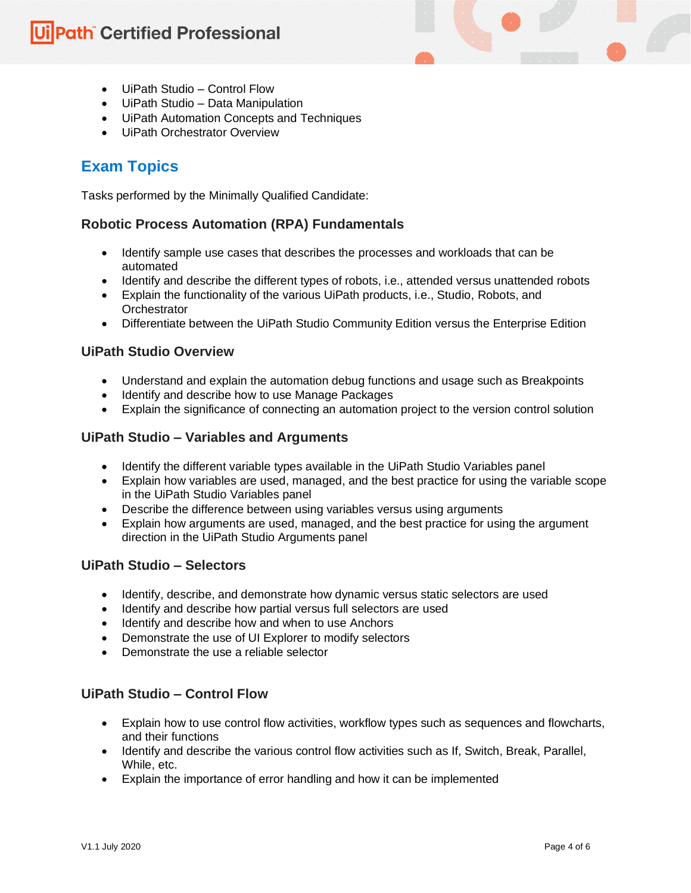- UiPath Studio – Control Flow
- UiPath Studio – Data Manipulation
- UiPath Automation Concepts and Techniques
- UiPath Orchestrator Overview

## Exam Topics

Tasks performed by the Minimally Qualified Candidate:

### Robotic Process Automation (RPA) Fundamentals

- Identify sample use cases that describes the processes and workloads that can be automated
- Identify and describe the different types of robots, i.e., attended versus unattended robots
- Explain the functionality of the various UiPath products, i.e., Studio, Robots, and Orchestrator
- Differentiate between the UiPath Studio Community Edition versus the Enterprise Edition

### UiPath Studio Overview

- Understand and explain the automation debug functions and usage such as Breakpoints
- Identify and describe how to use Manage Packages
- Explain the significance of connecting an automation project to the version control solution

### UiPath Studio – Variables and Arguments

- Identify the different variable types available in the UiPath Studio Variables panel
- Explain how variables are used, managed, and the best practice for using the variable scope in the UiPath Studio Variables panel
- Describe the difference between using variables versus using arguments
- Explain how arguments are used, managed, and the best practice for using the argument direction in the UiPath Studio Arguments panel

### UiPath Studio – Selectors

- Identify, describe, and demonstrate how dynamic versus static selectors are used
- Identify and describe how partial versus full selectors are used
- Identify and describe how and when to use Anchors
- Demonstrate the use of UI Explorer to modify selectors
- Demonstrate the use a reliable selector

### UiPath Studio – Control Flow

- Explain how to use control flow activities, workflow types such as sequences and flowcharts, and their functions
- Identify and describe the various control flow activities such as If, Switch, Break, Parallel, While, etc.
- Explain the importance of error handling and how it can be implemented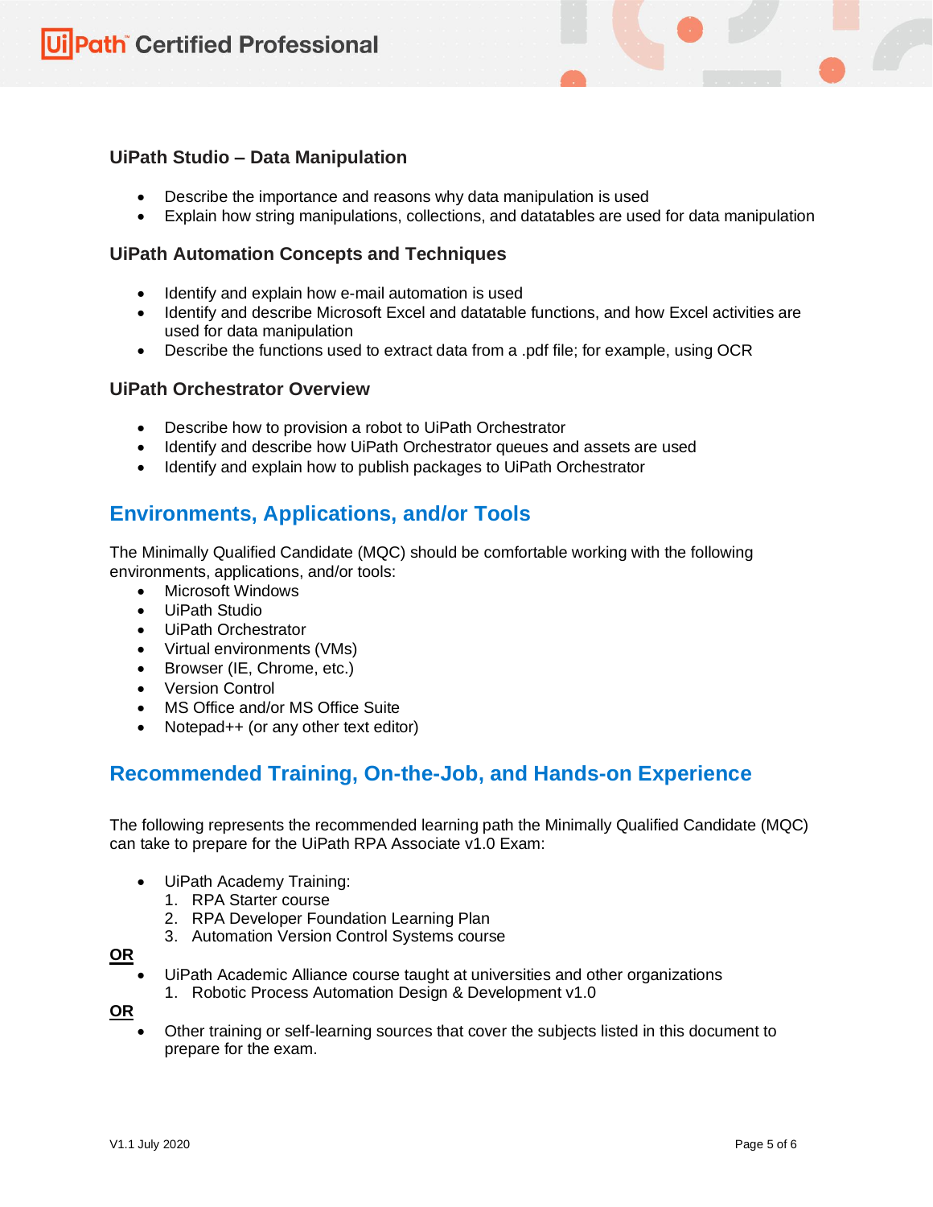### UiPath Studio – Data Manipulation

- Describe the importance and reasons why data manipulation is used
- Explain how string manipulations, collections, and datatables are used for data manipulation

### UiPath Automation Concepts and Techniques

- Identify and explain how e-mail automation is used
- Identify and describe Microsoft Excel and datatable functions, and how Excel activities are used for data manipulation
- Describe the functions used to extract data from a .pdf file; for example, using OCR

### UiPath Orchestrator Overview

- Describe how to provision a robot to UiPath Orchestrator
- Identify and describe how UiPath Orchestrator queues and assets are used
- Identify and explain how to publish packages to UiPath Orchestrator

## Environments, Applications, and/or Tools

The Minimally Qualified Candidate (MQC) should be comfortable working with the following environments, applications, and/or tools:

- Microsoft Windows
- UiPath Studio
- UiPath Orchestrator
- Virtual environments (VMs)
- Browser (IE, Chrome, etc.)
- Version Control
- MS Office and/or MS Office Suite
- Notepad++ (or any other text editor)

## Recommended Training, On-the-Job, and Hands-on Experience

The following represents the recommended learning path the Minimally Qualified Candidate (MQC) can take to prepare for the UiPath RPA Associate v1.0 Exam:

- UiPath Academy Training:
  1. RPA Starter course
  2. RPA Developer Foundation Learning Plan
  3. Automation Version Control Systems course

**OR**

- UiPath Academic Alliance course taught at universities and other organizations
  1. Robotic Process Automation Design & Development v1.0

**OR**

- Other training or self-learning sources that cover the subjects listed in this document to prepare for the exam.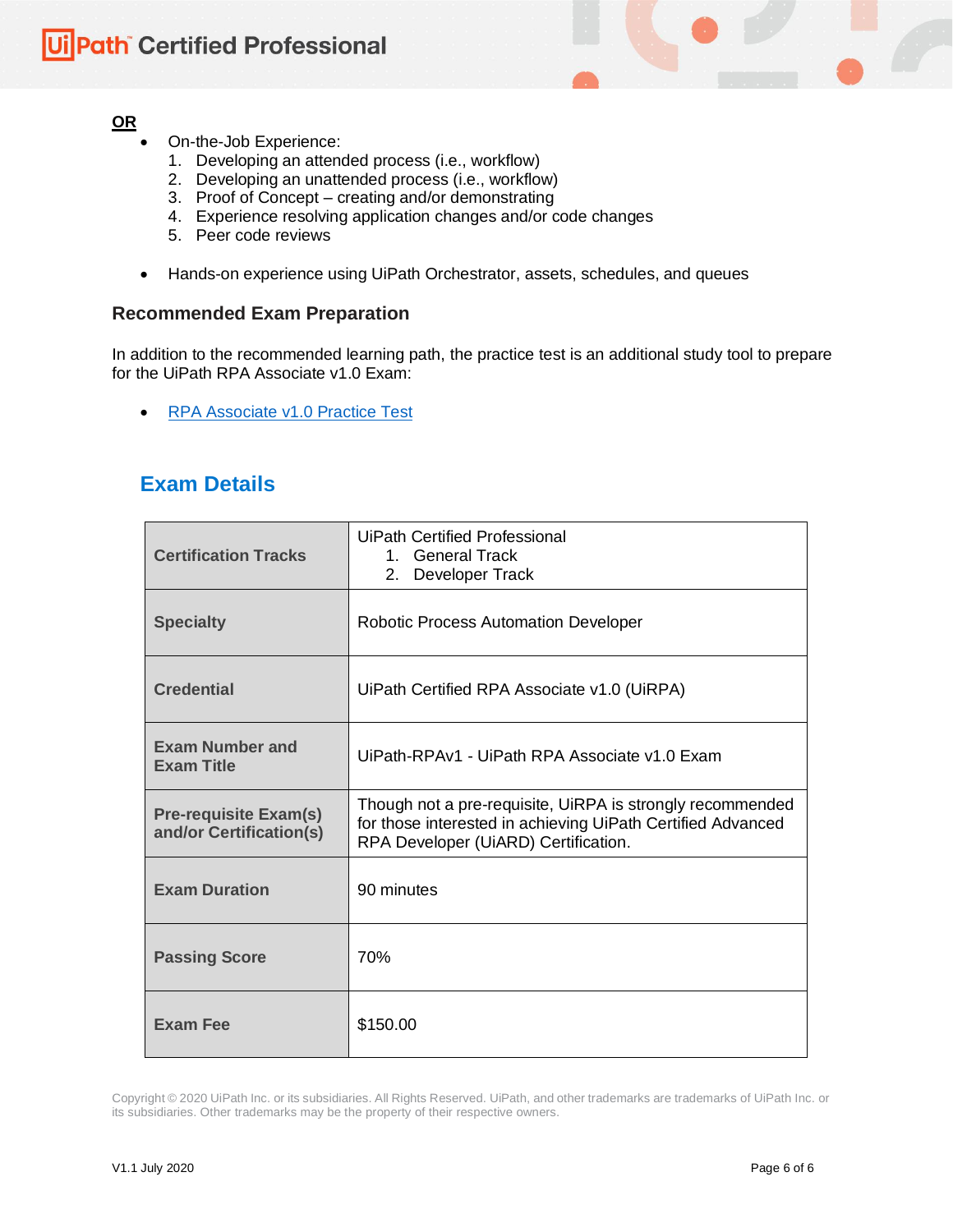**OR**

- On-the-Job Experience:
  1. Developing an attended process (i.e., workflow)
  2. Developing an unattended process (i.e., workflow)
  3. Proof of Concept – creating and/or demonstrating
  4. Experience resolving application changes and/or code changes
  5. Peer code reviews

- Hands-on experience using UiPath Orchestrator, assets, schedules, and queues

### Recommended Exam Preparation

In addition to the recommended learning path, the practice test is an additional study tool to prepare for the UiPath RPA Associate v1.0 Exam:

- RPA Associate v1.0 Practice Test

## Exam Details

| | |
|---|---|
| **Certification Tracks** | UiPath Certified Professional<br>1. General Track<br>2. Developer Track |
| **Specialty** | Robotic Process Automation Developer |
| **Credential** | UiPath Certified RPA Associate v1.0 (UiRPA) |
| **Exam Number and Exam Title** | UiPath-RPAv1 - UiPath RPA Associate v1.0 Exam |
| **Pre-requisite Exam(s) and/or Certification(s)** | Though not a pre-requisite, UiRPA is strongly recommended for those interested in achieving UiPath Certified Advanced RPA Developer (UiARD) Certification. |
| **Exam Duration** | 90 minutes |
| **Passing Score** | 70% |
| **Exam Fee** | $150.00 |

Copyright © 2020 UiPath Inc. or its subsidiaries. All Rights Reserved. UiPath, and other trademarks are trademarks of UiPath Inc. or its subsidiaries. Other trademarks may be the property of their respective owners.

V1.1 July 2020